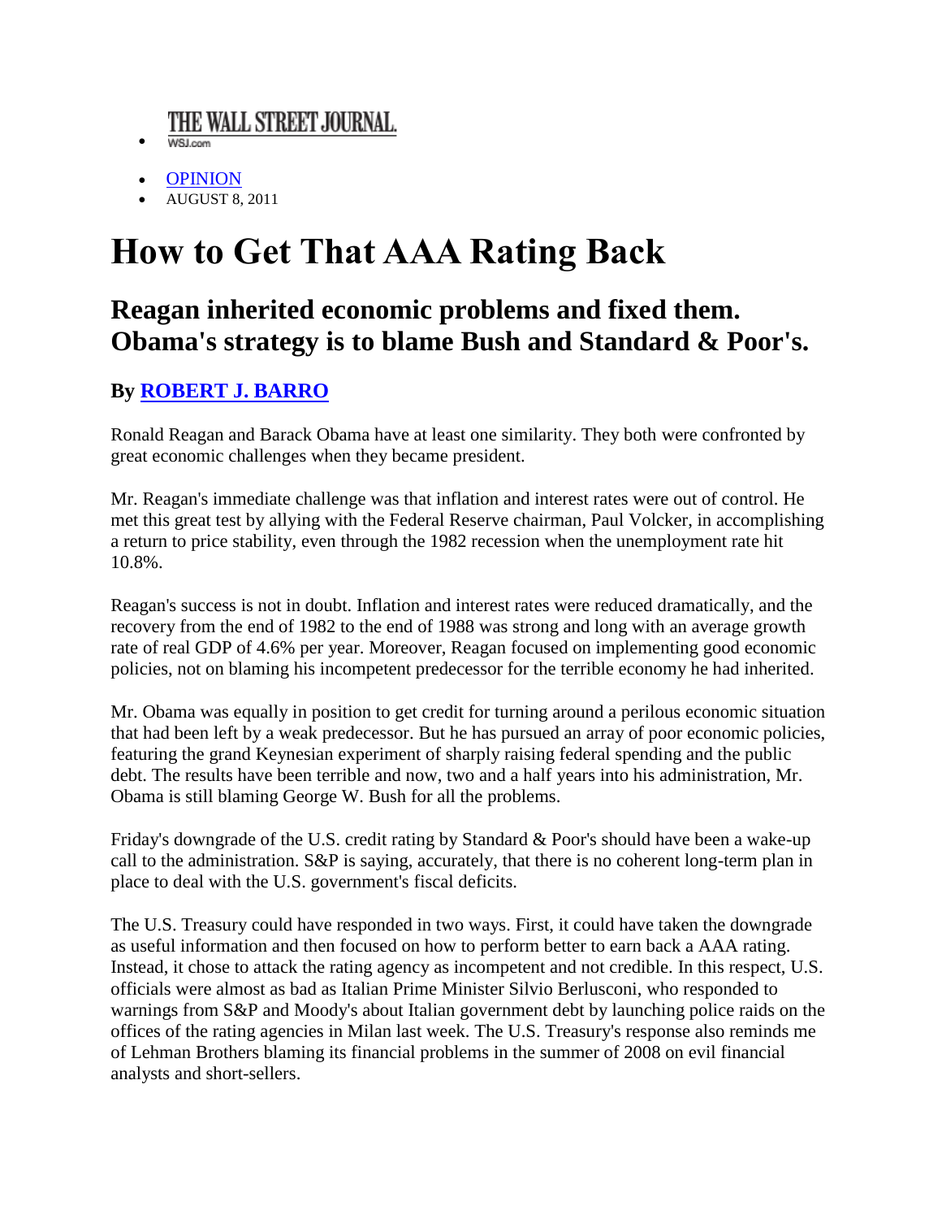- THE WALL STREET JOURNAL. WSJ.com

- OPINION
- AUGUST 8, 2011

# How to Get That AAA Rating Back

## Reagan inherited economic problems and fixed them. Obama's strategy is to blame Bush and Standard & Poor's.

### By ROBERT J. BARRO

Ronald Reagan and Barack Obama have at least one similarity. They both were confronted by great economic challenges when they became president.

Mr. Reagan's immediate challenge was that inflation and interest rates were out of control. He met this great test by allying with the Federal Reserve chairman, Paul Volcker, in accomplishing a return to price stability, even through the 1982 recession when the unemployment rate hit 10.8%.

Reagan's success is not in doubt. Inflation and interest rates were reduced dramatically, and the recovery from the end of 1982 to the end of 1988 was strong and long with an average growth rate of real GDP of 4.6% per year. Moreover, Reagan focused on implementing good economic policies, not on blaming his incompetent predecessor for the terrible economy he had inherited.

Mr. Obama was equally in position to get credit for turning around a perilous economic situation that had been left by a weak predecessor. But he has pursued an array of poor economic policies, featuring the grand Keynesian experiment of sharply raising federal spending and the public debt. The results have been terrible and now, two and a half years into his administration, Mr. Obama is still blaming George W. Bush for all the problems.

Friday's downgrade of the U.S. credit rating by Standard & Poor's should have been a wake-up call to the administration. S&P is saying, accurately, that there is no coherent long-term plan in place to deal with the U.S. government's fiscal deficits.

The U.S. Treasury could have responded in two ways. First, it could have taken the downgrade as useful information and then focused on how to perform better to earn back a AAA rating. Instead, it chose to attack the rating agency as incompetent and not credible. In this respect, U.S. officials were almost as bad as Italian Prime Minister Silvio Berlusconi, who responded to warnings from S&P and Moody's about Italian government debt by launching police raids on the offices of the rating agencies in Milan last week. The U.S. Treasury's response also reminds me of Lehman Brothers blaming its financial problems in the summer of 2008 on evil financial analysts and short-sellers.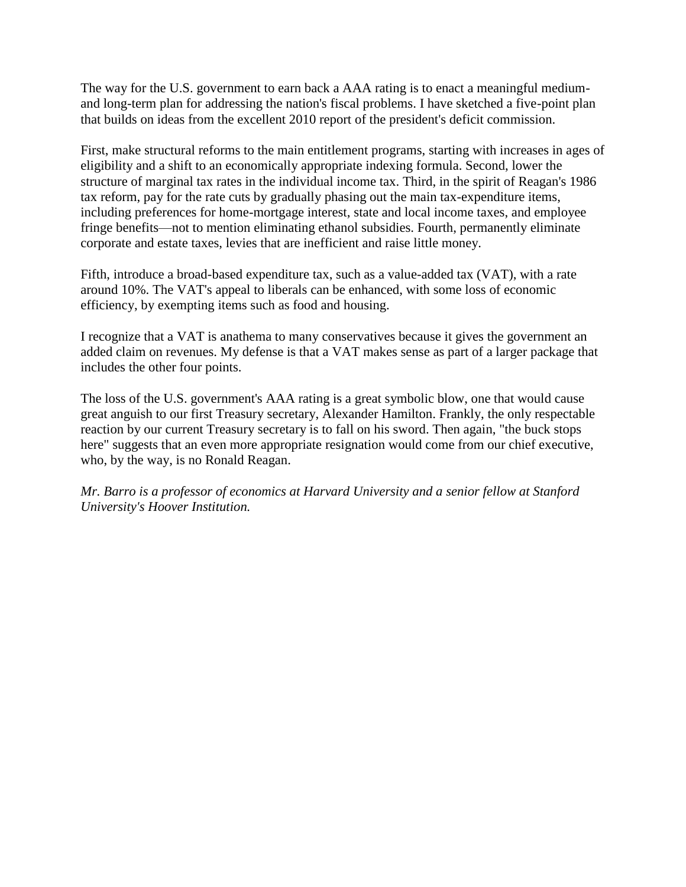The way for the U.S. government to earn back a AAA rating is to enact a meaningful medium- and long-term plan for addressing the nation's fiscal problems. I have sketched a five-point plan that builds on ideas from the excellent 2010 report of the president's deficit commission.

First, make structural reforms to the main entitlement programs, starting with increases in ages of eligibility and a shift to an economically appropriate indexing formula. Second, lower the structure of marginal tax rates in the individual income tax. Third, in the spirit of Reagan's 1986 tax reform, pay for the rate cuts by gradually phasing out the main tax-expenditure items, including preferences for home-mortgage interest, state and local income taxes, and employee fringe benefits—not to mention eliminating ethanol subsidies. Fourth, permanently eliminate corporate and estate taxes, levies that are inefficient and raise little money.

Fifth, introduce a broad-based expenditure tax, such as a value-added tax (VAT), with a rate around 10%. The VAT's appeal to liberals can be enhanced, with some loss of economic efficiency, by exempting items such as food and housing.

I recognize that a VAT is anathema to many conservatives because it gives the government an added claim on revenues. My defense is that a VAT makes sense as part of a larger package that includes the other four points.

The loss of the U.S. government's AAA rating is a great symbolic blow, one that would cause great anguish to our first Treasury secretary, Alexander Hamilton. Frankly, the only respectable reaction by our current Treasury secretary is to fall on his sword. Then again, "the buck stops here" suggests that an even more appropriate resignation would come from our chief executive, who, by the way, is no Ronald Reagan.

*Mr. Barro is a professor of economics at Harvard University and a senior fellow at Stanford University's Hoover Institution.*